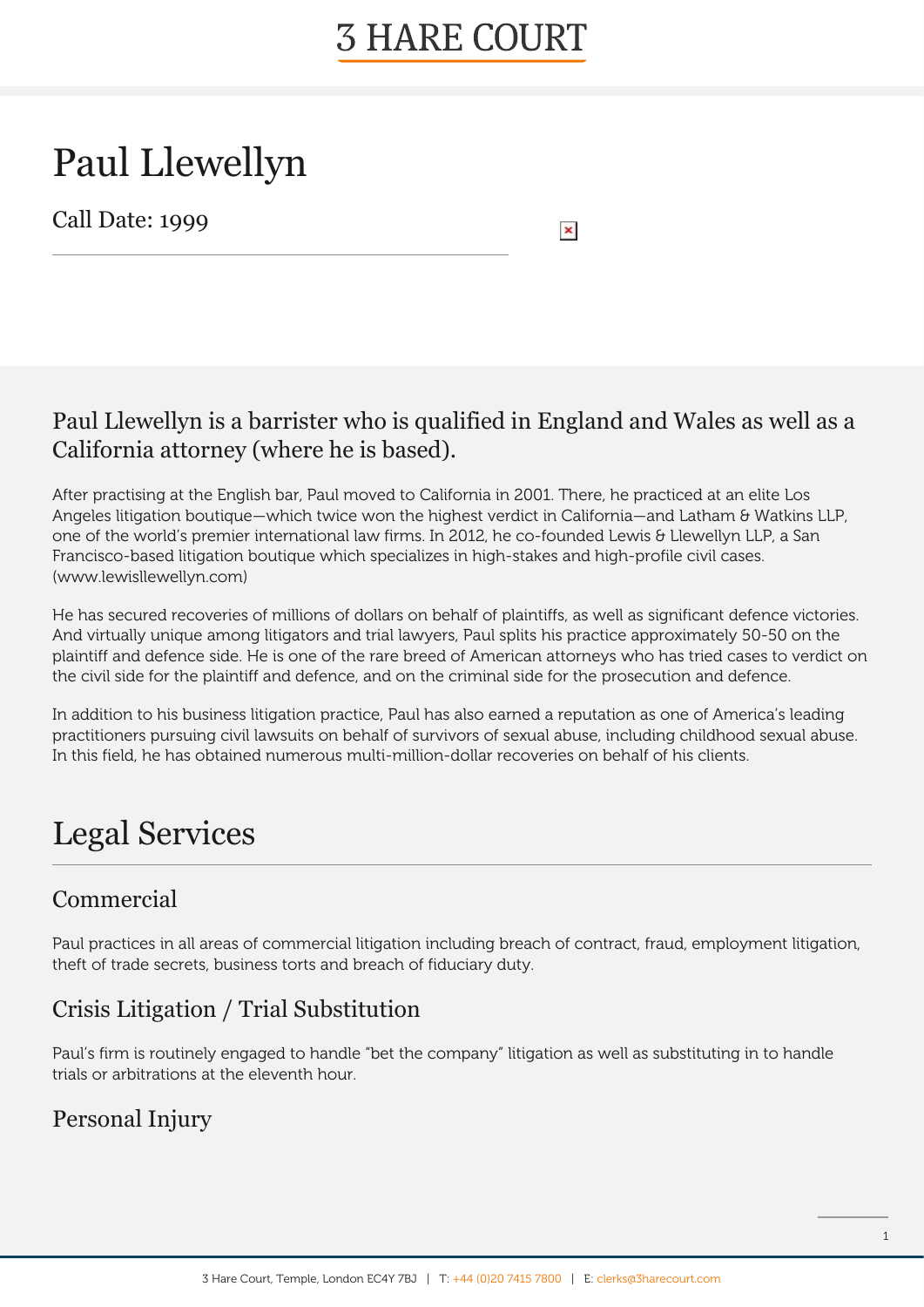# 3 HARE COURT

# Paul Llewellyn

Call Date: 1999

## Paul Llewellyn is a barrister who is qualified in England and Wales as well as a California attorney (where he is based).

After practising at the English bar, Paul moved to California in 2001. There, he practiced at an elite Los Angeles litigation boutique—which twice won the highest verdict in California—and Latham & Watkins LLP, one of the world's premier international law firms. In 2012, he co-founded Lewis & Llewellyn LLP, a San Francisco-based litigation boutique which specializes in high-stakes and high-profile civil cases. (www.lewisllewellyn.com)

He has secured recoveries of millions of dollars on behalf of plaintiffs, as well as significant defence victories. And virtually unique among litigators and trial lawyers, Paul splits his practice approximately 50-50 on the plaintiff and defence side. He is one of the rare breed of American attorneys who has tried cases to verdict on the civil side for the plaintiff and defence, and on the criminal side for the prosecution and defence.

In addition to his business litigation practice, Paul has also earned a reputation as one of America's leading practitioners pursuing civil lawsuits on behalf of survivors of sexual abuse, including childhood sexual abuse. In this field, he has obtained numerous multi-million-dollar recoveries on behalf of his clients.

## Legal Services

### Commercial

Paul practices in all areas of commercial litigation including breach of contract, fraud, employment litigation, theft of trade secrets, business torts and breach of fiduciary duty.

### Crisis Litigation / Trial Substitution

Paul's firm is routinely engaged to handle "bet the company" litigation as well as substituting in to handle trials or arbitrations at the eleventh hour.

### Personal Injury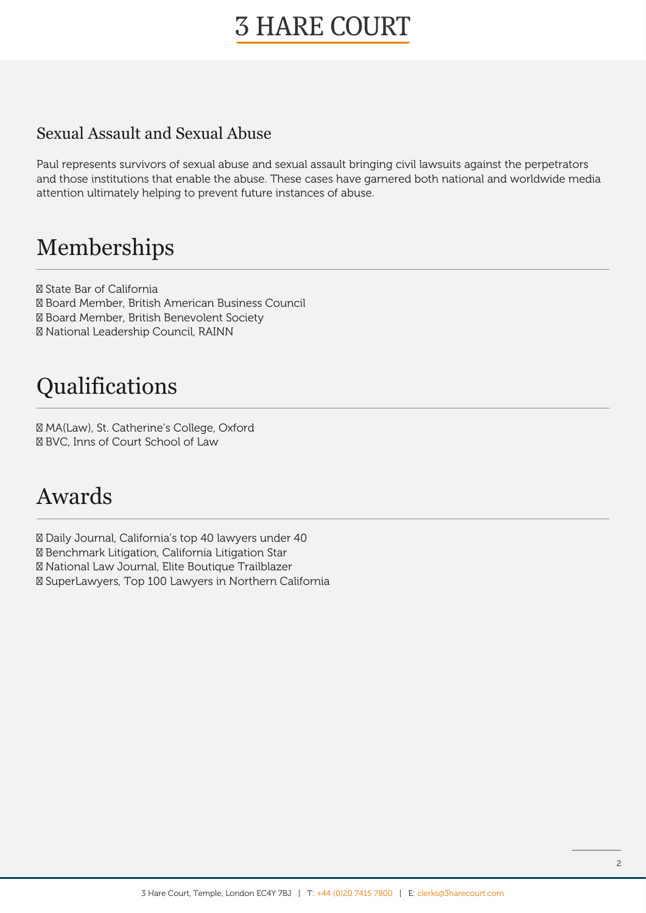### Sexual Assault and Sexual Abuse

Paul represents survivors of sexual abuse and sexual assault bringing civil lawsuits against the perpetrators and those institutions that enable the abuse. These cases have garnered both national and worldwide media attention ultimately helping to prevent future instances of abuse.

## Memberships

- State Bar of California
- Board Member, British American Business Council
- Board Member, British Benevolent Society
- National Leadership Council, RAINN

## Qualifications

- MA(Law), St. Catherine's College, Oxford
- BVC, Inns of Court School of Law

## Awards

- Daily Journal, California's top 40 lawyers under 40
- Benchmark Litigation, California Litigation Star
- National Law Journal, Elite Boutique Trailblazer
- SuperLawyers, Top 100 Lawyers in Northern California